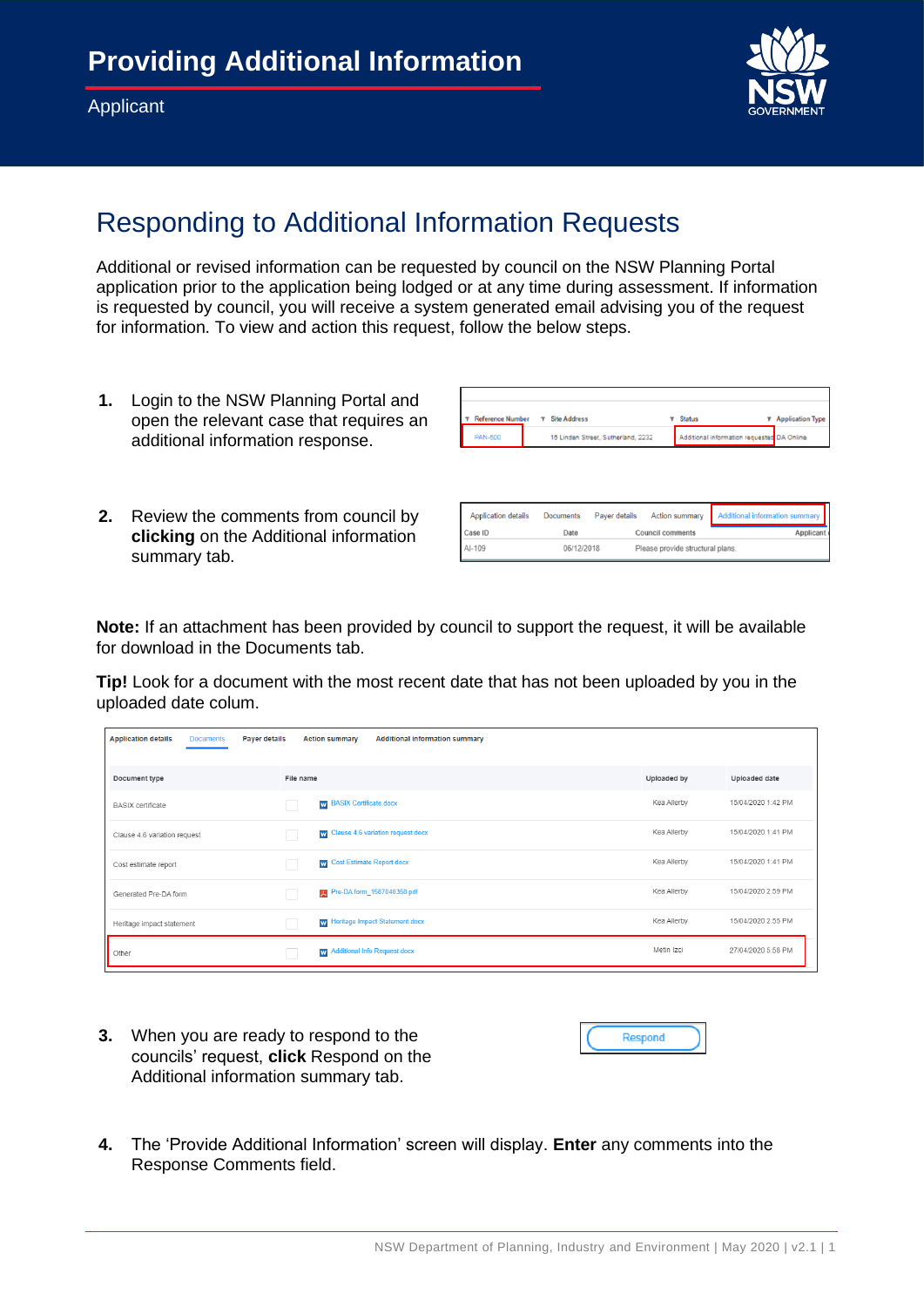# Providing Additional Information

Applicant

## Responding to Additional Information Requests

Additional or revised information can be requested by council on the NSW Planning Portal application prior to the application being lodged or at any time during assessment. If information is requested by council, you will receive a system generated email advising you of the request for information. To view and action this request, follow the below steps.

1. Login to the NSW Planning Portal and open the relevant case that requires an additional information response.

| Reference Number | Site Address | Status | Application Type |
|---|---|---|---|
| PAN-500 | 16 Linden Street, Sutherland, 2232 | Additional information requested | DA Online |

2. Review the comments from council by **clicking** on the Additional information summary tab.

Application details | Documents | Payer details | Action summary | Additional information summary

| Case ID | Date | Council comments | Applicant |
|---|---|---|---|
| AI-109 | 06/12/2018 | Please provide structural plans. | |

**Note:** If an attachment has been provided by council to support the request, it will be available for download in the Documents tab.

**Tip!** Look for a document with the most recent date that has not been uploaded by you in the uploaded date colum.

Application details | Documents | Payer details | Action summary | Additional information summary

| Document type | File name | Uploaded by | Uploaded date |
|---|---|---|---|
| BASIX certificate | BASIX Certificate.docx | Kea Allerby | 15/04/2020 1:42 PM |
| Clause 4.6 variation request | Clause 4.6 variation request.docx | Kea Allerby | 15/04/2020 1:41 PM |
| Cost estimate report | Cost Estimate Report.docx | Kea Allerby | 15/04/2020 1:41 PM |
| Generated Pre-DA form | Pre-DA form_1587040358.pdf | Kea Allerby | 15/04/2020 2:59 PM |
| Heritage impact statement | Heritage Impact Statement.docx | Kea Allerby | 15/04/2020 2:55 PM |
| Other | Additional Info Request.docx | Metin Izci | 27/04/2020 5:58 PM |

3. When you are ready to respond to the councils' request, **click** Respond on the Additional information summary tab.

Respond

4. The 'Provide Additional Information' screen will display. **Enter** any comments into the Response Comments field.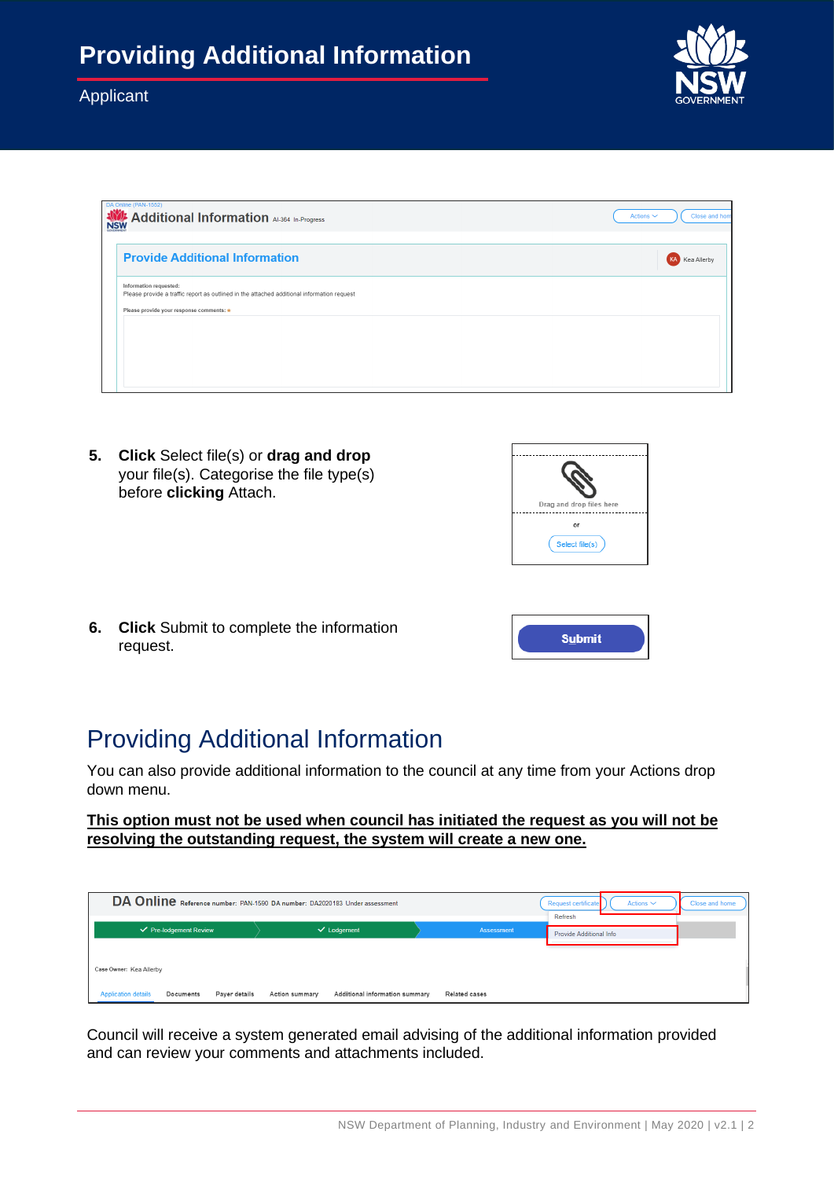# Providing Additional Information

Applicant

5. **Click** Select file(s) or **drag and drop** your file(s). Categorise the file type(s) before **clicking** Attach.

6. **Click** Submit to complete the information request.

## Providing Additional Information

You can also provide additional information to the council at any time from your Actions drop down menu.

<u>**This option must not be used when council has initiated the request as you will not be resolving the outstanding request, the system will create a new one.**</u>

Council will receive a system generated email advising of the additional information provided and can review your comments and attachments included.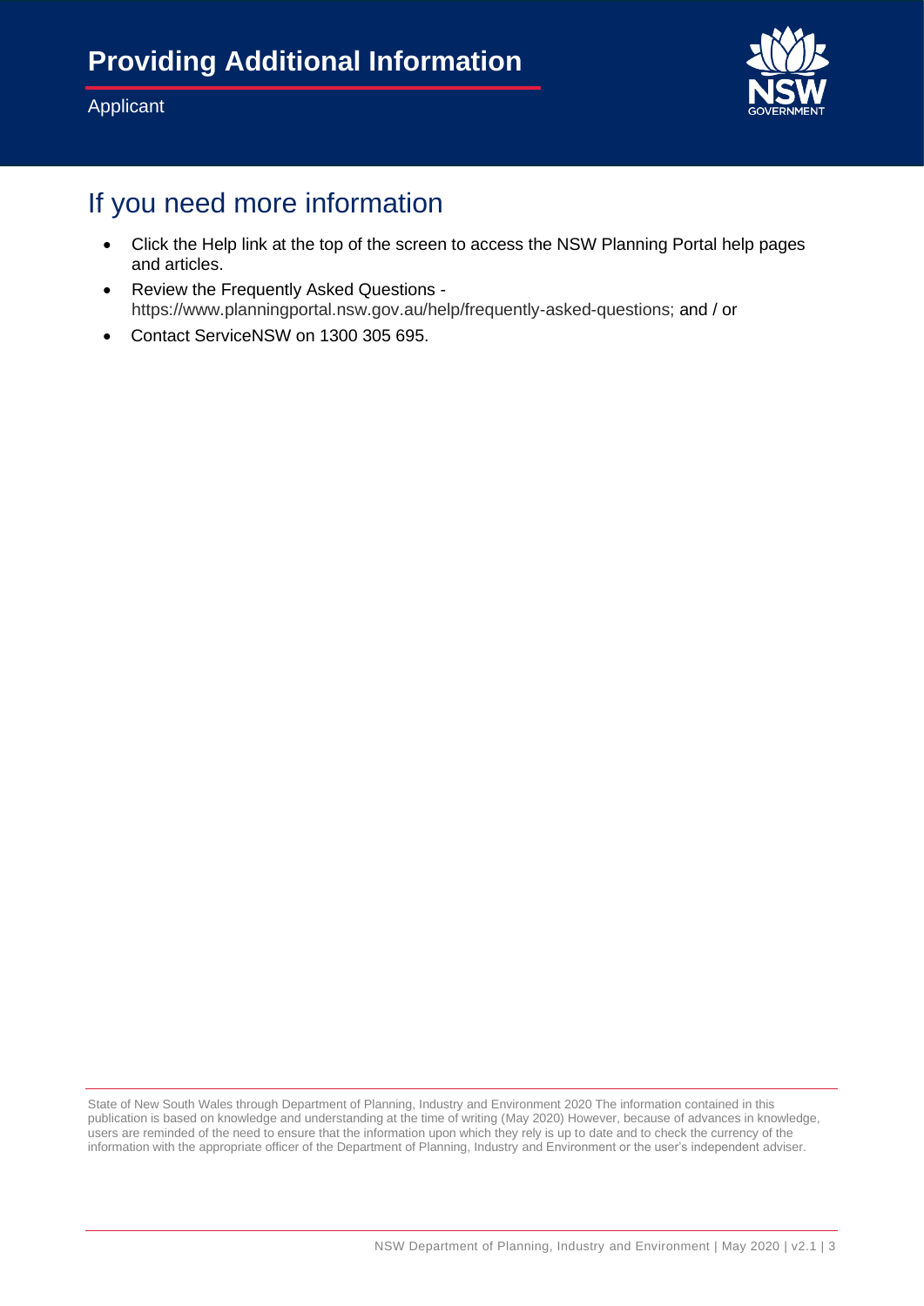# If you need more information

- Click the Help link at the top of the screen to access the NSW Planning Portal help pages and articles.
- Review the Frequently Asked Questions - https://www.planningportal.nsw.gov.au/help/frequently-asked-questions; and / or
- Contact ServiceNSW on 1300 305 695.

State of New South Wales through Department of Planning, Industry and Environment 2020 The information contained in this publication is based on knowledge and understanding at the time of writing (May 2020) However, because of advances in knowledge, users are reminded of the need to ensure that the information upon which they rely is up to date and to check the currency of the information with the appropriate officer of the Department of Planning, Industry and Environment or the user's independent adviser.